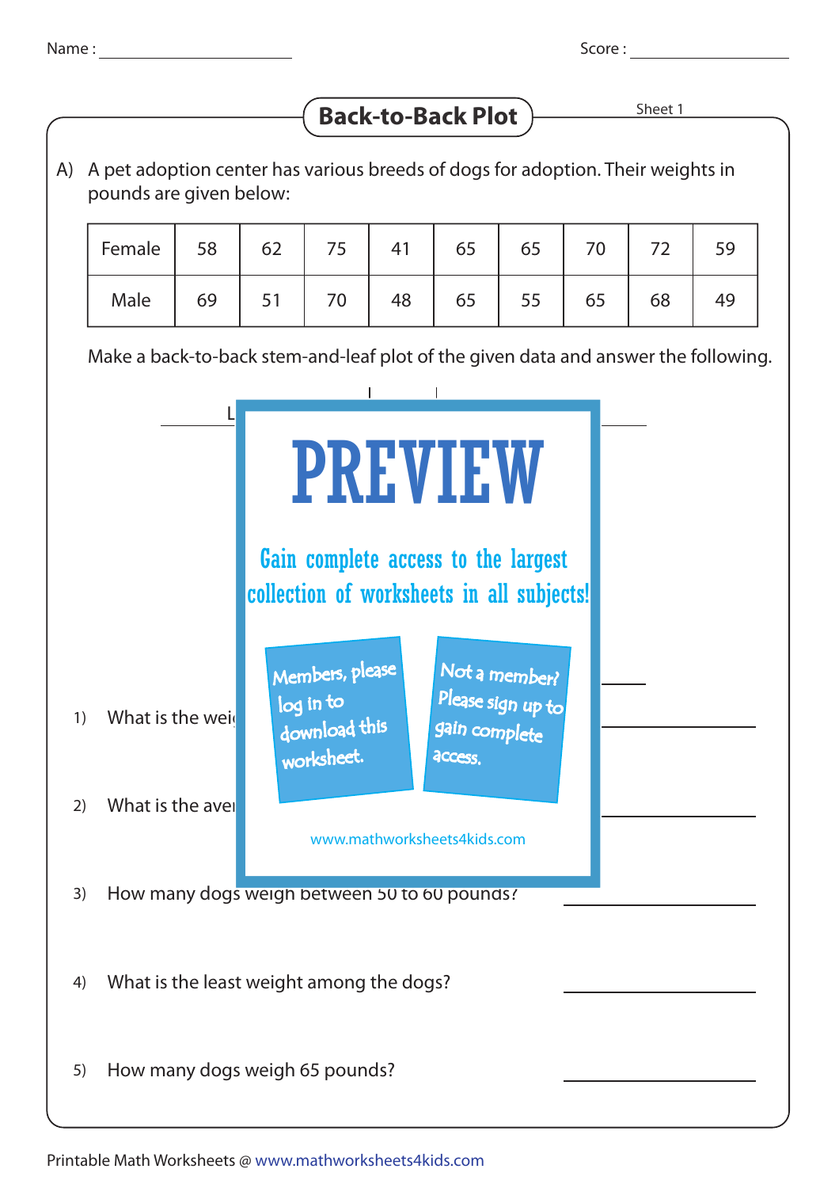Name : ____________________ Score : ____________________

## Back-to-Back Plot

Sheet 1

A) A pet adoption center has various breeds of dogs for adoption. Their weights in pounds are given below:

| Female | 58 | 62 | 75 | 41 | 65 | 65 | 70 | 72 | 59 |
|---|---|---|---|---|---|---|---|---|---|
| Male | 69 | 51 | 70 | 48 | 65 | 55 | 65 | 68 | 49 |

Make a back-to-back stem-and-leaf plot of the given data and answer the following.

PREVIEW

Gain complete access to the largest collection of worksheets in all subjects!

Members, please log in to download this worksheet.

Not a member? Please sign up to gain complete access.

www.mathworksheets4kids.com

1) What is the wei ____________________

2) What is the aver ____________________

3) How many dogs weigh between 50 to 60 pounds? ____________________

4) What is the least weight among the dogs? ____________________

5) How many dogs weigh 65 pounds? ____________________

Printable Math Worksheets @ www.mathworksheets4kids.com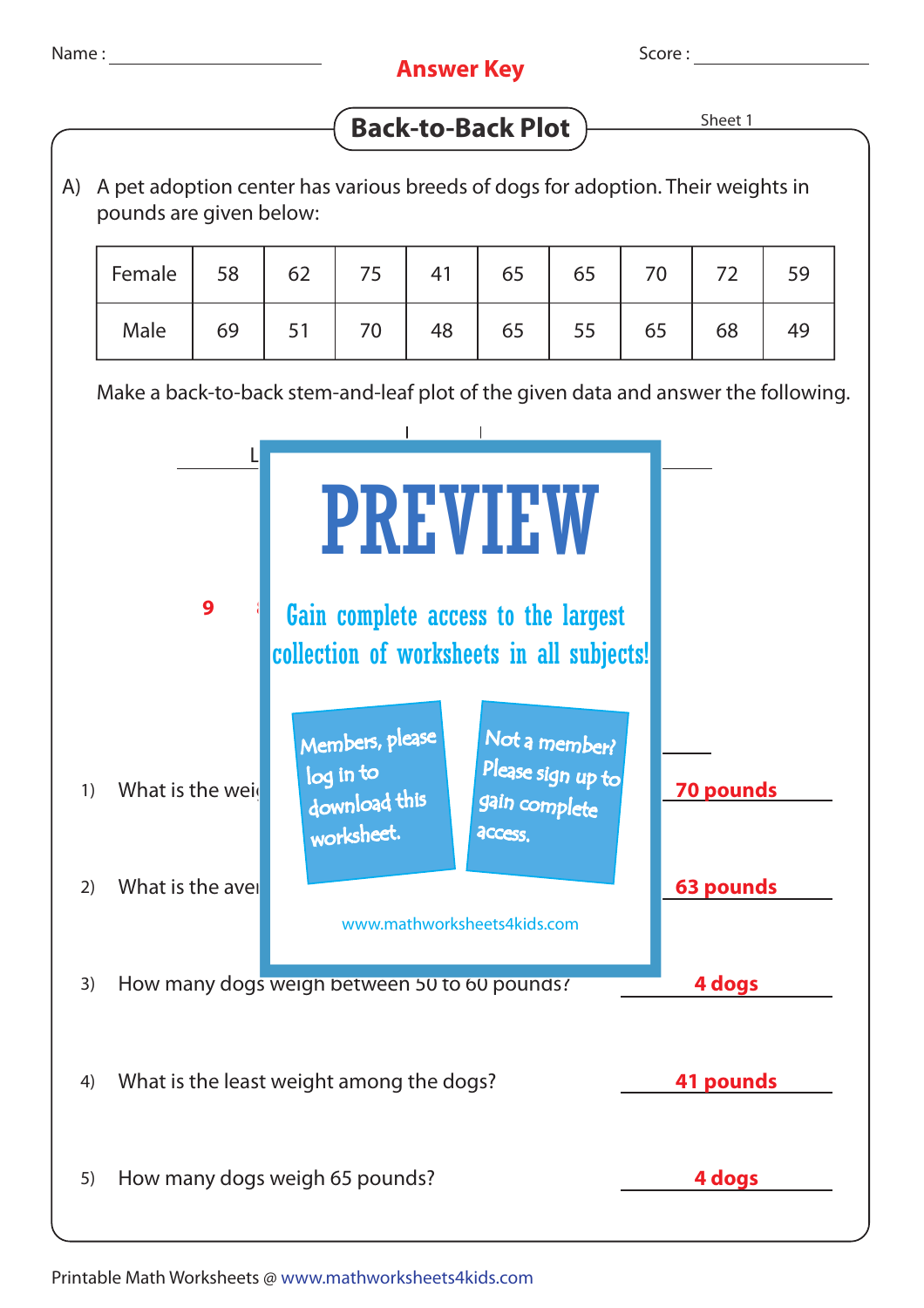Name : ____________ **Answer Key** Score : ____________

## Back-to-Back Plot

Sheet 1

A) A pet adoption center has various breeds of dogs for adoption. Their weights in pounds are given below:

| | | | | | | | | | |
|---|---|---|---|---|---|---|---|---|---|
| Female | 58 | 62 | 75 | 41 | 65 | 65 | 70 | 72 | 59 |
| Male | 69 | 51 | 70 | 48 | 65 | 55 | 65 | 68 | 49 |

Make a back-to-back stem-and-leaf plot of the given data and answer the following.

**PREVIEW**

Gain complete access to the largest collection of worksheets in all subjects!

Members, please log in to download this worksheet.

Not a member? Please sign up to gain complete access.

www.mathworksheets4kids.com

1) What is the wei _______ **70 pounds**

2) What is the ave _______ **63 pounds**

3) How many dogs weigh between 50 to 60 pounds? _______ **4 dogs**

4) What is the least weight among the dogs? _______ **41 pounds**

5) How many dogs weigh 65 pounds? _______ **4 dogs**